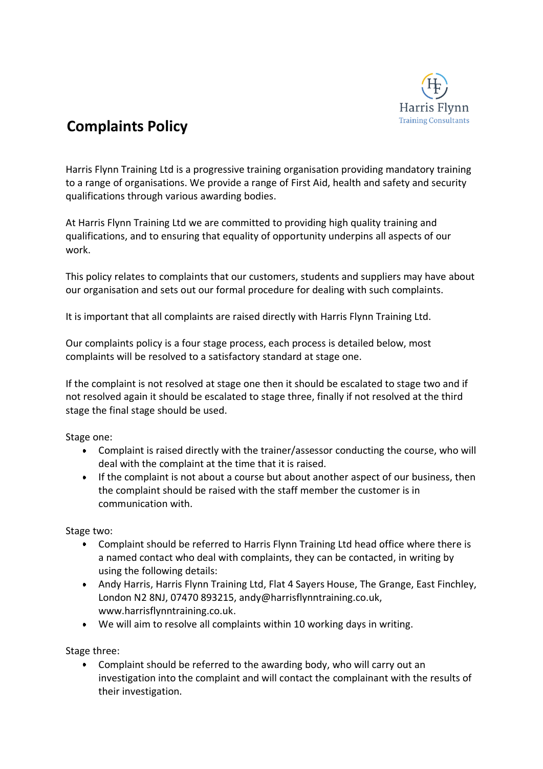# Complaints Policy

Harris Flynn Training Ltd is a progressive training organisation providing mandatory training to a range of organisations. We provide a range of First Aid, health and safety and security qualifications through various awarding bodies.

At Harris Flynn Training Ltd we are committed to providing high quality training and qualifications, and to ensuring that equality of opportunity underpins all aspects of our work.

This policy relates to complaints that our customers, students and suppliers may have about our organisation and sets out our formal procedure for dealing with such complaints.

It is important that all complaints are raised directly with Harris Flynn Training Ltd.

Our complaints policy is a four stage process, each process is detailed below, most complaints will be resolved to a satisfactory standard at stage one.

If the complaint is not resolved at stage one then it should be escalated to stage two and if not resolved again it should be escalated to stage three, finally if not resolved at the third stage the final stage should be used.

Stage one:

- Complaint is raised directly with the trainer/assessor conducting the course, who will deal with the complaint at the time that it is raised.
- If the complaint is not about a course but about another aspect of our business, then the complaint should be raised with the staff member the customer is in communication with.

Stage two:

- Complaint should be referred to Harris Flynn Training Ltd head office where there is a named contact who deal with complaints, they can be contacted, in writing by using the following details:
- Andy Harris, Harris Flynn Training Ltd, Flat 4 Sayers House, The Grange, East Finchley, London N2 8NJ, 07470 893215, andy@harrisflynntraining.co.uk, www.harrisflynntraining.co.uk.
- We will aim to resolve all complaints within 10 working days in writing.

Stage three:

- Complaint should be referred to the awarding body, who will carry out an investigation into the complaint and will contact the complainant with the results of their investigation.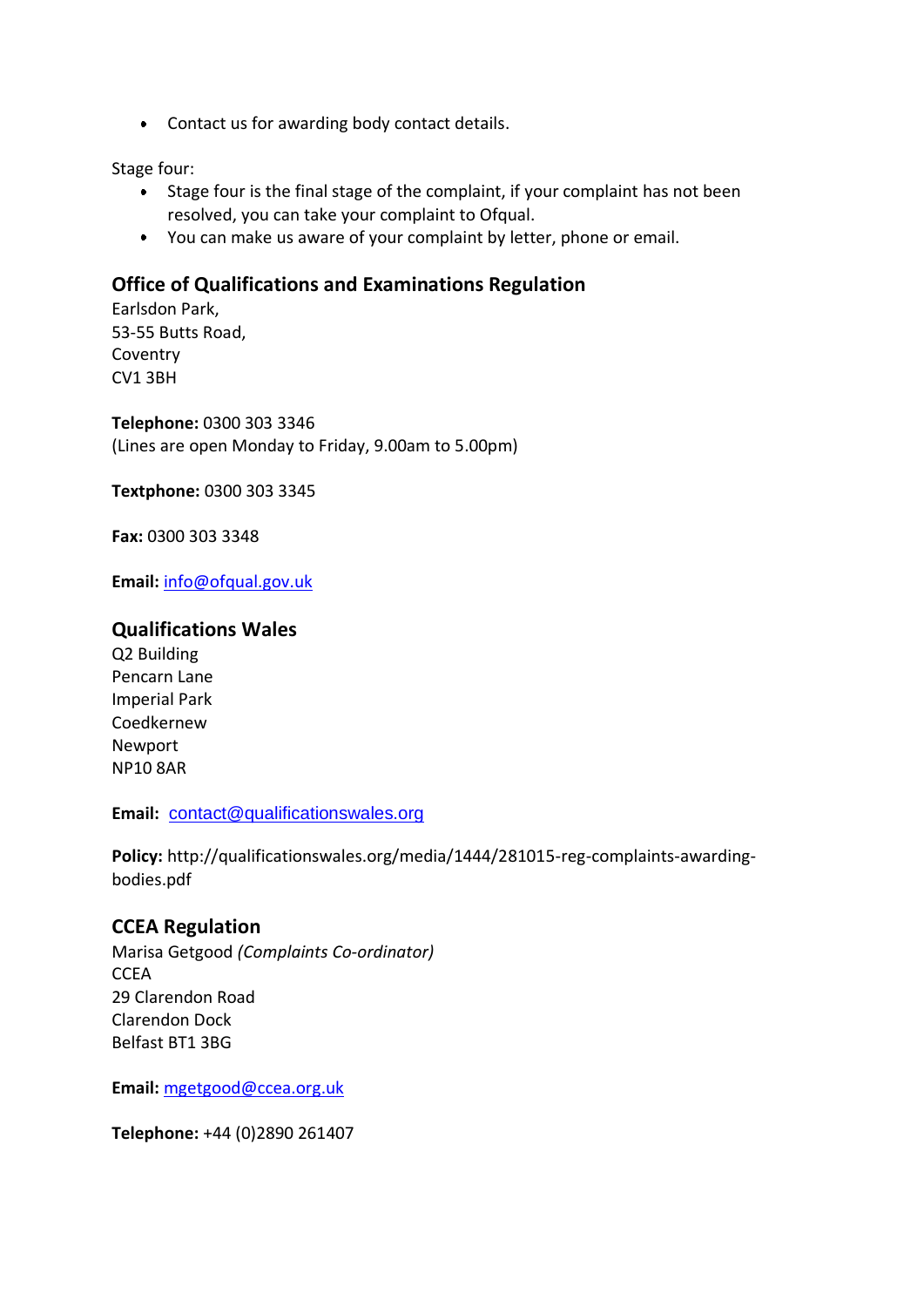- Contact us for awarding body contact details.

Stage four:

- Stage four is the final stage of the complaint, if your complaint has not been resolved, you can take your complaint to Ofqual.
- You can make us aware of your complaint by letter, phone or email.

### Office of Qualifications and Examinations Regulation

Earlsdon Park,
53-55 Butts Road,
Coventry
CV1 3BH

**Telephone:** 0300 303 3346
(Lines are open Monday to Friday, 9.00am to 5.00pm)

**Textphone:** 0300 303 3345

**Fax:** 0300 303 3348

**Email:** info@ofqual.gov.uk

### Qualifications Wales

Q2 Building
Pencarn Lane
Imperial Park
Coedkernew
Newport
NP10 8AR

**Email:** contact@qualificationswales.org

**Policy:** http://qualificationswales.org/media/1444/281015-reg-complaints-awarding-bodies.pdf

### CCEA Regulation

Marisa Getgood *(Complaints Co-ordinator)*
CCEA
29 Clarendon Road
Clarendon Dock
Belfast BT1 3BG

**Email:** mgetgood@ccea.org.uk

**Telephone:** +44 (0)2890 261407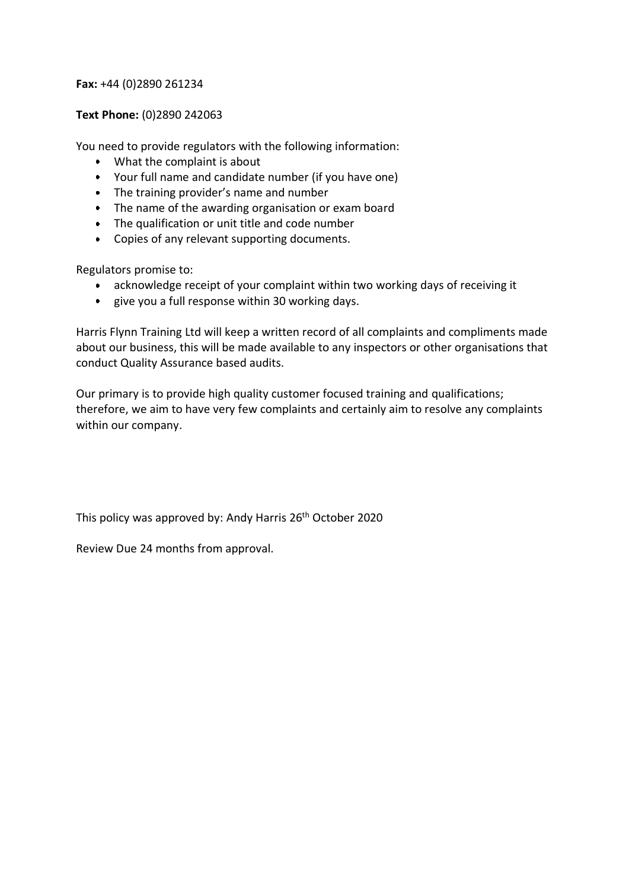**Fax:** +44 (0)2890 261234

**Text Phone:** (0)2890 242063

You need to provide regulators with the following information:

- What the complaint is about
- Your full name and candidate number (if you have one)
- The training provider's name and number
- The name of the awarding organisation or exam board
- The qualification or unit title and code number
- Copies of any relevant supporting documents.

Regulators promise to:

- acknowledge receipt of your complaint within two working days of receiving it
- give you a full response within 30 working days.

Harris Flynn Training Ltd will keep a written record of all complaints and compliments made about our business, this will be made available to any inspectors or other organisations that conduct Quality Assurance based audits.

Our primary is to provide high quality customer focused training and qualifications; therefore, we aim to have very few complaints and certainly aim to resolve any complaints within our company.

This policy was approved by: Andy Harris 26th October 2020

Review Due 24 months from approval.